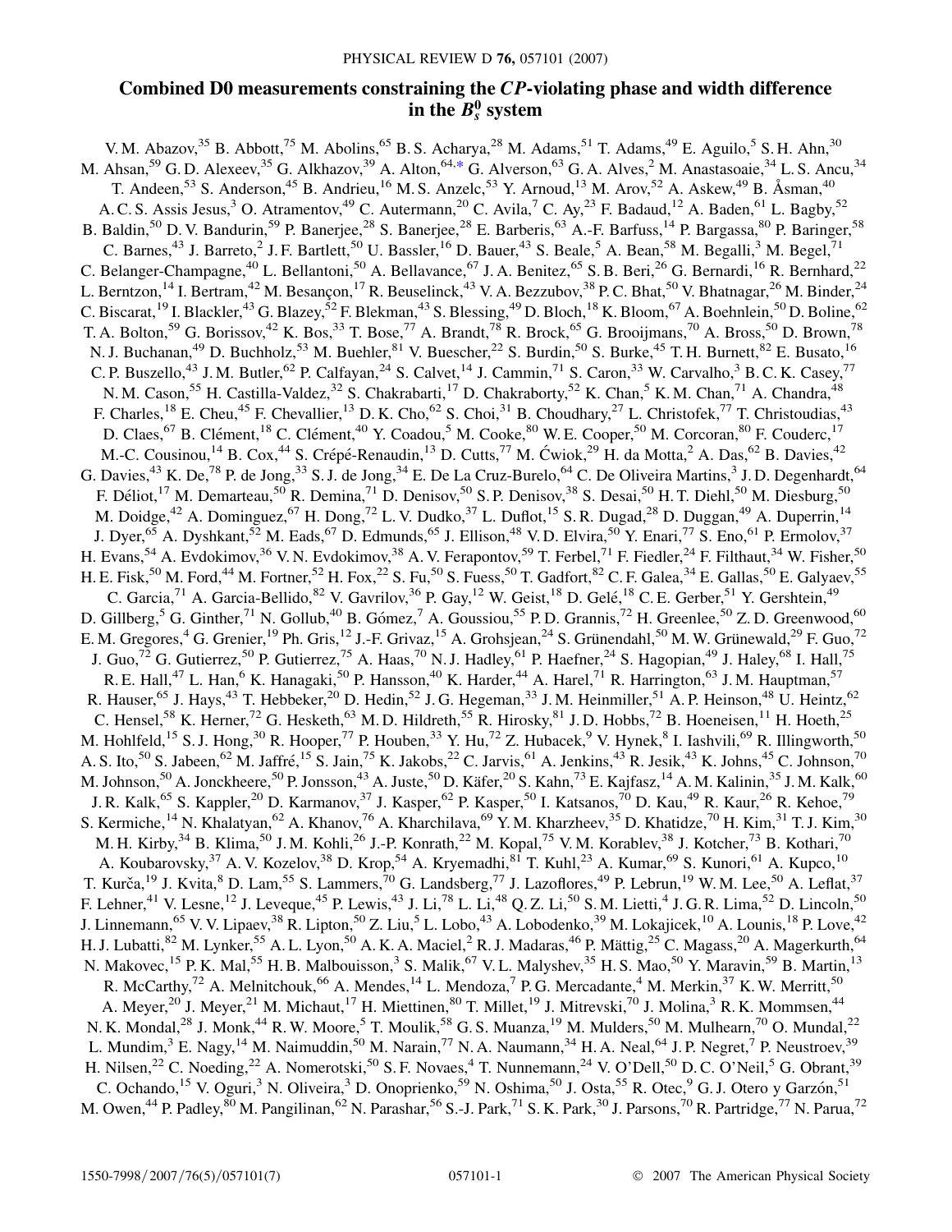# Combined D0 measurements constraining the *CP*-violating phase and width difference in the $B_s^0$ system

V. M. Abazov,[35] B. Abbott,[75] M. Abolins,[65] B. S. Acharya,[28] M. Adams,[51] T. Adams,[49] E. Aguilo,[5] S. H. Ahn,[30] M. Ahsan,[59] G. D. Alexeev,[35] G. Alkhazov,[39] A. Alton,[64,*] G. Alverson,[63] G. A. Alves,[2] M. Anastasoaie,[34] L. S. Ancu,[34] T. Andeen,[53] S. Anderson,[45] B. Andrieu,[16] M. S. Anzelc,[53] Y. Arnoud,[13] M. Arov,[52] A. Askew,[49] B. Åsman,[40] A. C. S. Assis Jesus,[3] O. Atramentov,[49] C. Autermann,[20] C. Avila,[7] C. Ay,[23] F. Badaud,[12] A. Baden,[61] L. Bagby,[52] B. Baldin,[50] D. V. Bandurin,[59] P. Banerjee,[28] S. Banerjee,[28] E. Barberis,[63] A.-F. Barfuss,[14] P. Bargassa,[80] P. Baringer,[58] C. Barnes,[43] J. Barreto,[2] J. F. Bartlett,[50] U. Bassler,[16] D. Bauer,[43] S. Beale,[5] A. Bean,[58] M. Begalli,[3] M. Begel,[71] C. Belanger-Champagne,[40] L. Bellantoni,[50] A. Bellavance,[67] J. A. Benitez,[65] S. B. Beri,[26] G. Bernardi,[16] R. Bernhard,[22] L. Berntzon,[14] I. Bertram,[42] M. Besançon,[17] R. Beuselinck,[43] V. A. Bezzubov,[38] P. C. Bhat,[50] V. Bhatnagar,[26] M. Binder,[24] C. Biscarat,[19] I. Blackler,[43] G. Blazey,[52] F. Blekman,[43] S. Blessing,[49] D. Bloch,[18] K. Bloom,[67] A. Boehnlein,[50] D. Boline,[62] T. A. Bolton,[59] G. Borissov,[42] K. Bos,[33] T. Bose,[77] A. Brandt,[78] R. Brock,[65] G. Brooijmans,[70] A. Bross,[50] D. Brown,[78] N. J. Buchanan,[49] D. Buchholz,[53] M. Buehler,[81] V. Buescher,[22] S. Burdin,[50] S. Burke,[45] T. H. Burnett,[82] E. Busato,[16] C. P. Buszello,[43] J. M. Butler,[62] P. Calfayan,[24] S. Calvet,[14] J. Cammin,[71] S. Caron,[33] W. Carvalho,[3] B. C. K. Casey,[77] N. M. Cason,[55] H. Castilla-Valdez,[32] S. Chakrabarti,[17] D. Chakraborty,[52] K. Chan,[5] K. M. Chan,[71] A. Chandra,[48] F. Charles,[18] E. Cheu,[45] F. Chevallier,[13] D. K. Cho,[62] S. Choi,[31] B. Choudhary,[27] L. Christofek,[77] T. Christoudias,[43] D. Claes,[67] B. Clément,[18] C. Clément,[40] Y. Coadou,[5] M. Cooke,[80] W. E. Cooper,[50] M. Corcoran,[80] F. Couderc,[17] M.-C. Cousinou,[14] B. Cox,[44] S. Crépé-Renaudin,[13] D. Cutts,[77] M. Ćwiok,[29] H. da Motta,[2] A. Das,[62] B. Davies,[42] G. Davies,[43] K. De,[78] P. de Jong,[33] S. J. de Jong,[34] E. De La Cruz-Burelo,[64] C. De Oliveira Martins,[3] J. D. Degenhardt,[64] F. Déliot,[17] M. Demarteau,[50] R. Demina,[71] D. Denisov,[50] S. P. Denisov,[38] S. Desai,[50] H. T. Diehl,[50] M. Diesburg,[50] M. Doidge,[42] A. Dominguez,[67] H. Dong,[72] L. V. Dudko,[37] L. Duflot,[15] S. R. Dugad,[28] D. Duggan,[49] A. Duperrin,[14] J. Dyer,[65] A. Dyshkant,[52] M. Eads,[67] D. Edmunds,[65] J. Ellison,[48] V. D. Elvira,[50] Y. Enari,[77] S. Eno,[61] P. Ermolov,[37] H. Evans,[54] A. Evdokimov,[36] V. N. Evdokimov,[38] A. V. Ferapontov,[59] T. Ferbel,[71] F. Fiedler,[24] F. Filthaut,[34] W. Fisher,[50] H. E. Fisk,[50] M. Ford,[44] M. Fortner,[52] H. Fox,[22] S. Fu,[50] S. Fuess,[50] T. Gadfort,[82] C. F. Galea,[34] E. Gallas,[50] E. Galyaev,[55] C. Garcia,[71] A. Garcia-Bellido,[82] V. Gavrilov,[36] P. Gay,[12] W. Geist,[18] D. Gelé,[18] C. E. Gerber,[51] Y. Gershtein,[49] D. Gillberg,[5] G. Ginther,[71] N. Gollub,[40] B. Gómez,[7] A. Goussiou,[55] P. D. Grannis,[72] H. Greenlee,[50] Z. D. Greenwood,[60] E. M. Gregores,[4] G. Grenier,[19] Ph. Gris,[12] J.-F. Grivaz,[15] A. Grohsjean,[24] S. Grünendahl,[50] M. W. Grünewald,[29] F. Guo,[72] J. Guo,[72] G. Gutierrez,[50] P. Gutierrez,[75] A. Haas,[70] N. J. Hadley,[61] P. Haefner,[24] S. Hagopian,[49] J. Haley,[68] I. Hall,[75] R. E. Hall,[47] L. Han,[6] K. Hanagaki,[50] P. Hansson,[40] K. Harder,[44] A. Harel,[71] R. Harrington,[63] J. M. Hauptman,[57] R. Hauser,[65] J. Hays,[43] T. Hebbeker,[20] D. Hedin,[52] J. G. Hegeman,[33] J. M. Heinmiller,[51] A. P. Heinson,[48] U. Heintz,[62] C. Hensel,[58] K. Herner,[72] G. Hesketh,[63] M. D. Hildreth,[55] R. Hirosky,[81] J. D. Hobbs,[72] B. Hoeneisen,[11] H. Hoeth,[25] M. Hohlfeld,[15] S. J. Hong,[30] R. Hooper,[77] P. Houben,[33] Y. Hu,[72] Z. Hubacek,[9] V. Hynek,[8] I. Iashvili,[69] R. Illingworth,[50] A. S. Ito,[50] S. Jabeen,[62] M. Jaffré,[15] S. Jain,[75] K. Jakobs,[22] C. Jarvis,[61] A. Jenkins,[43] R. Jesik,[43] K. Johns,[45] C. Johnson,[70] M. Johnson,[50] A. Jonckheere,[50] P. Jonsson,[43] A. Juste,[50] D. Käfer,[20] S. Kahn,[73] E. Kajfasz,[14] A. M. Kalinin,[35] J. M. Kalk,[60] J. R. Kalk,[65] S. Kappler,[20] D. Karmanov,[37] J. Kasper,[62] P. Kasper,[50] I. Katsanos,[70] D. Kau,[49] R. Kaur,[26] R. Kehoe,[79] S. Kermiche,[14] N. Khalatyan,[62] A. Khanov,[76] A. Kharchilava,[69] Y. M. Kharzheev,[35] D. Khatidze,[70] H. Kim,[31] T. J. Kim,[30] M. H. Kirby,[34] B. Klima,[50] J. M. Kohli,[26] J.-P. Konrath,[22] M. Kopal,[75] V. M. Korablev,[38] J. Kotcher,[73] B. Kothari,[70] A. Koubarovsky,[37] A. V. Kozelov,[38] D. Krop,[54] A. Kryemadhi,[81] T. Kuhl,[23] A. Kumar,[69] S. Kunori,[61] A. Kupco,[10] T. Kurča,[19] J. Kvita,[8] D. Lam,[55] S. Lammers,[70] G. Landsberg,[77] J. Lazoflores,[49] P. Lebrun,[19] W. M. Lee,[50] A. Leflat,[37] F. Lehner,[41] V. Lesne,[12] J. Leveque,[45] P. Lewis,[43] J. Li,[78] L. Li,[48] Q. Z. Li,[50] S. M. Lietti,[4] J. G. R. Lima,[52] D. Lincoln,[50] J. Linnemann,[65] V. V. Lipaev,[38] R. Lipton,[50] Z. Liu,[5] L. Lobo,[43] A. Lobodenko,[39] M. Lokajicek,[10] A. Lounis,[18] P. Love,[42] H. J. Lubatti,[82] M. Lynker,[55] A. L. Lyon,[50] A. K. A. Maciel,[2] R. J. Madaras,[46] P. Mättig,[25] C. Magass,[20] A. Magerkurth,[64] N. Makovec,[15] P. K. Mal,[55] H. B. Malbouisson,[3] S. Malik,[67] V. L. Malyshev,[35] H. S. Mao,[50] Y. Maravin,[59] B. Martin,[13] R. McCarthy,[72] A. Melnitchouk,[66] A. Mendes,[14] L. Mendoza,[7] P. G. Mercadante,[4] M. Merkin,[37] K. W. Merritt,[50] A. Meyer,[20] J. Meyer,[21] M. Michaut,[17] H. Miettinen,[80] T. Millet,[19] J. Mitrevski,[70] J. Molina,[3] R. K. Mommsen,[44] N. K. Mondal,[28] J. Monk,[44] R. W. Moore,[5] T. Moulik,[58] G. S. Muanza,[19] M. Mulders,[50] M. Mulhearn,[70] O. Mundal,[22] L. Mundim,[3] E. Nagy,[14] M. Naimuddin,[50] M. Narain,[77] N. A. Naumann,[34] H. A. Neal,[64] J. P. Negret,[7] P. Neustroev,[39] H. Nilsen,[22] C. Noeding,[22] A. Nomerotski,[50] S. F. Novaes,[4] T. Nunnemann,[24] V. O'Dell,[50] D. C. O'Neil,[5] G. Obrant,[39] C. Ochando,[15] V. Oguri,[3] N. Oliveira,[3] D. Onoprienko,[59] N. Oshima,[50] J. Osta,[55] R. Otec,[9] G. J. Otero y Garzón,[51] M. Owen,[44] P. Padley,[80] M. Pangilinan,[62] N. Parashar,[56] S.-J. Park,[71] S. K. Park,[30] J. Parsons,[70] R. Partridge,[77] N. Parua,[72]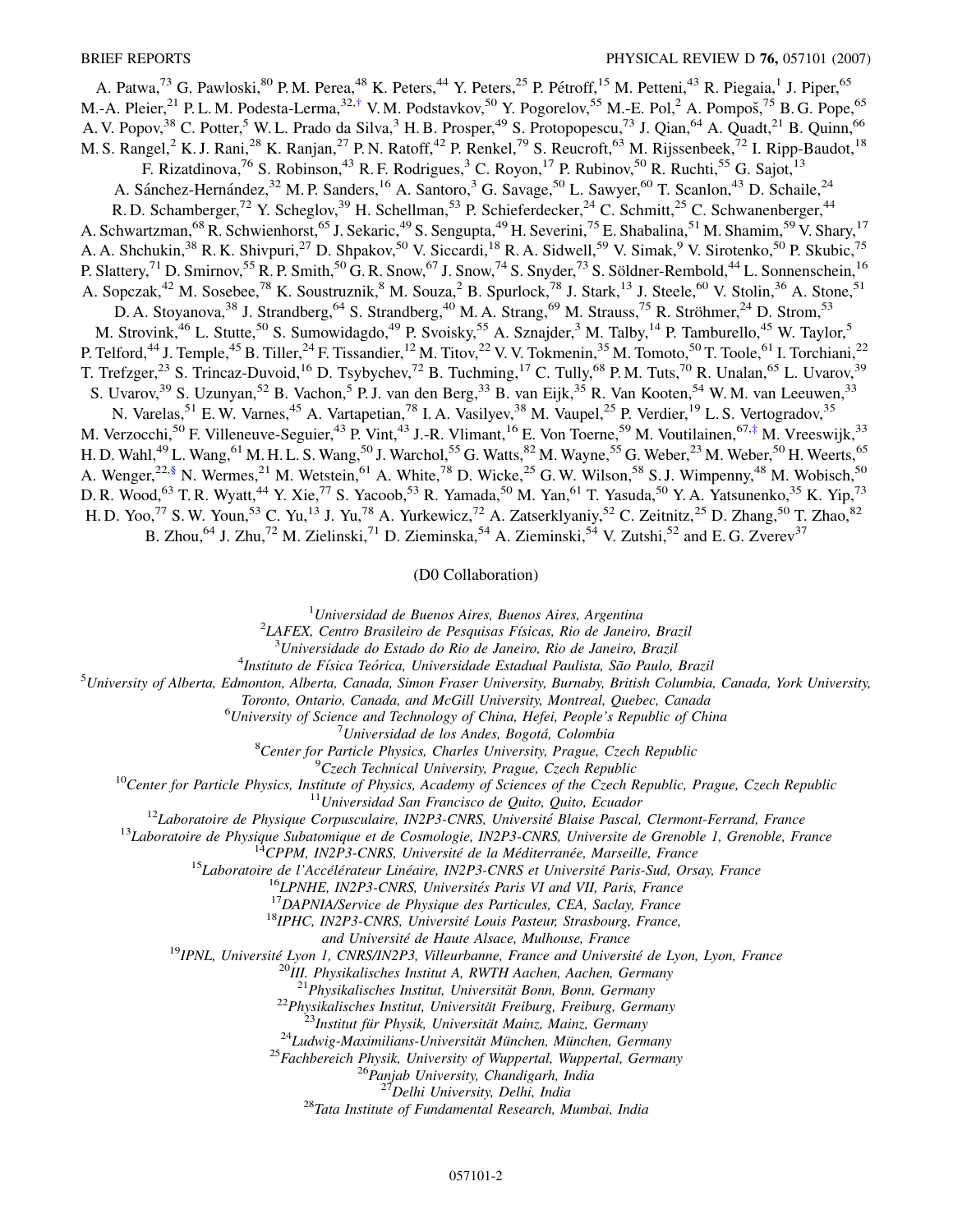A. Patwa,[73] G. Pawloski,[80] P. M. Perea,[48] K. Peters,[44] Y. Peters,[25] P. Pétroff,[15] M. Petteni,[43] R. Piegaia,[1] J. Piper,[65] M.-A. Pleier,[21] P. L. M. Podesta-Lerma,[32,†] V. M. Podstavkov,[50] Y. Pogorelov,[55] M.-E. Pol,[2] A. Pompoš,[75] B. G. Pope,[65] A. V. Popov,[38] C. Potter,[5] W. L. Prado da Silva,[3] H. B. Prosper,[49] S. Protopopescu,[73] J. Qian,[64] A. Quadt,[21] B. Quinn,[66] M. S. Rangel,[2] K. J. Rani,[28] K. Ranjan,[27] P. N. Ratoff,[42] P. Renkel,[79] S. Reucroft,[63] M. Rijssenbeek,[72] I. Ripp-Baudot,[18] F. Rizatdinova,[76] S. Robinson,[43] R. F. Rodrigues,[3] C. Royon,[17] P. Rubinov,[50] R. Ruchti,[55] G. Sajot,[13] A. Sánchez-Hernández,[32] M. P. Sanders,[16] A. Santoro,[3] G. Savage,[50] L. Sawyer,[60] T. Scanlon,[43] D. Schaile,[24] R. D. Schamberger,[72] Y. Scheglov,[39] H. Schellman,[53] P. Schieferdecker,[24] C. Schmitt,[25] C. Schwanenberger,[44] A. Schwartzman,[68] R. Schwienhorst,[65] J. Sekaric,[49] S. Sengupta,[49] H. Severini,[75] E. Shabalina,[51] M. Shamim,[59] V. Shary,[17] A. A. Shchukin,[38] R. K. Shivpuri,[27] D. Shpakov,[50] V. Siccardi,[18] R. A. Sidwell,[59] V. Simak,[9] V. Sirotenko,[50] P. Skubic,[75] P. Slattery,[71] D. Smirnov,[55] R. P. Smith,[50] G. R. Snow,[67] J. Snow,[74] S. Snyder,[73] S. Söldner-Rembold,[44] L. Sonnenschein,[16] A. Sopczak,[42] M. Sosebee,[78] K. Soustruznik,[8] M. Souza,[2] B. Spurlock,[78] J. Stark,[13] J. Steele,[60] V. Stolin,[36] A. Stone,[51] D. A. Stoyanova,[38] J. Strandberg,[64] S. Strandberg,[40] M. A. Strang,[69] M. Strauss,[75] R. Ströhmer,[24] D. Strom,[53] M. Strovink,[46] L. Stutte,[50] S. Sumowidagdo,[49] P. Svoisky,[55] A. Sznajder,[3] M. Talby,[14] P. Tamburello,[45] W. Taylor,[5] P. Telford,[44] J. Temple,[45] B. Tiller,[24] F. Tissandier,[12] M. Titov,[22] V. V. Tokmenin,[35] M. Tomoto,[50] T. Toole,[61] I. Torchiani,[22] T. Trefzger,[23] S. Trincaz-Duvoid,[16] D. Tsybychev,[72] B. Tuchming,[17] C. Tully,[68] P. M. Tuts,[70] R. Unalan,[65] L. Uvarov,[39] S. Uvarov,[39] S. Uzunyan,[52] B. Vachon,[5] P. J. van den Berg,[33] B. van Eijk,[35] R. Van Kooten,[54] W. M. van Leeuwen,[33] N. Varelas,[51] E. W. Varnes,[45] A. Vartapetian,[78] I. A. Vasilyev,[38] M. Vaupel,[25] P. Verdier,[19] L. S. Vertogradov,[35] M. Verzocchi,[50] F. Villeneuve-Seguier,[43] P. Vint,[43] J.-R. Vlimant,[16] E. Von Toerne,[59] M. Voutilainen,[67,‡] M. Vreeswijk,[33] H. D. Wahl,[49] L. Wang,[61] M. H. L. S. Wang,[50] J. Warchol,[55] G. Watts,[82] M. Wayne,[55] G. Weber,[23] M. Weber,[50] H. Weerts,[65] A. Wenger,[22,§] N. Wermes,[21] M. Wetstein,[61] A. White,[78] D. Wicke,[25] G. W. Wilson,[58] S. J. Wimpenny,[48] M. Wobisch,[50] D. R. Wood,[63] T. R. Wyatt,[44] Y. Xie,[77] S. Yacoob,[53] R. Yamada,[50] M. Yan,[61] T. Yasuda,[50] Y. A. Yatsunenko,[35] K. Yip,[73] H. D. Yoo,[77] S. W. Youn,[53] C. Yu,[13] J. Yu,[78] A. Yurkewicz,[72] A. Zatserklyaniy,[52] C. Zeitnitz,[25] D. Zhang,[50] T. Zhao,[82] B. Zhou,[64] J. Zhu,[72] M. Zielinski,[71] D. Zieminska,[54] A. Zieminski,[54] V. Zutshi,[52] and E. G. Zverev[37]

(D0 Collaboration)

[1]*Universidad de Buenos Aires, Buenos Aires, Argentina*
[2]*LAFEX, Centro Brasileiro de Pesquisas Físicas, Rio de Janeiro, Brazil*
[3]*Universidade do Estado do Rio de Janeiro, Rio de Janeiro, Brazil*
[4]*Instituto de Física Teórica, Universidade Estadual Paulista, São Paulo, Brazil*
[5]*University of Alberta, Edmonton, Alberta, Canada, Simon Fraser University, Burnaby, British Columbia, Canada, York University, Toronto, Ontario, Canada, and McGill University, Montreal, Quebec, Canada*
[6]*University of Science and Technology of China, Hefei, People's Republic of China*
[7]*Universidad de los Andes, Bogotá, Colombia*
[8]*Center for Particle Physics, Charles University, Prague, Czech Republic*
[9]*Czech Technical University, Prague, Czech Republic*
[10]*Center for Particle Physics, Institute of Physics, Academy of Sciences of the Czech Republic, Prague, Czech Republic*
[11]*Universidad San Francisco de Quito, Quito, Ecuador*
[12]*Laboratoire de Physique Corpusculaire, IN2P3-CNRS, Université Blaise Pascal, Clermont-Ferrand, France*
[13]*Laboratoire de Physique Subatomique et de Cosmologie, IN2P3-CNRS, Universite de Grenoble 1, Grenoble, France*
[14]*CPPM, IN2P3-CNRS, Université de la Méditerranée, Marseille, France*
[15]*Laboratoire de l'Accélérateur Linéaire, IN2P3-CNRS et Université Paris-Sud, Orsay, France*
[16]*LPNHE, IN2P3-CNRS, Universités Paris VI and VII, Paris, France*
[17]*DAPNIA/Service de Physique des Particules, CEA, Saclay, France*
[18]*IPHC, IN2P3-CNRS, Université Louis Pasteur, Strasbourg, France, and Université de Haute Alsace, Mulhouse, France*
[19]*IPNL, Université Lyon 1, CNRS/IN2P3, Villeurbanne, France and Université de Lyon, Lyon, France*
[20]*III. Physikalisches Institut A, RWTH Aachen, Aachen, Germany*
[21]*Physikalisches Institut, Universität Bonn, Bonn, Germany*
[22]*Physikalisches Institut, Universität Freiburg, Freiburg, Germany*
[23]*Institut für Physik, Universität Mainz, Mainz, Germany*
[24]*Ludwig-Maximilians-Universität München, München, Germany*
[25]*Fachbereich Physik, University of Wuppertal, Wuppertal, Germany*
[26]*Panjab University, Chandigarh, India*
[27]*Delhi University, Delhi, India*
[28]*Tata Institute of Fundamental Research, Mumbai, India*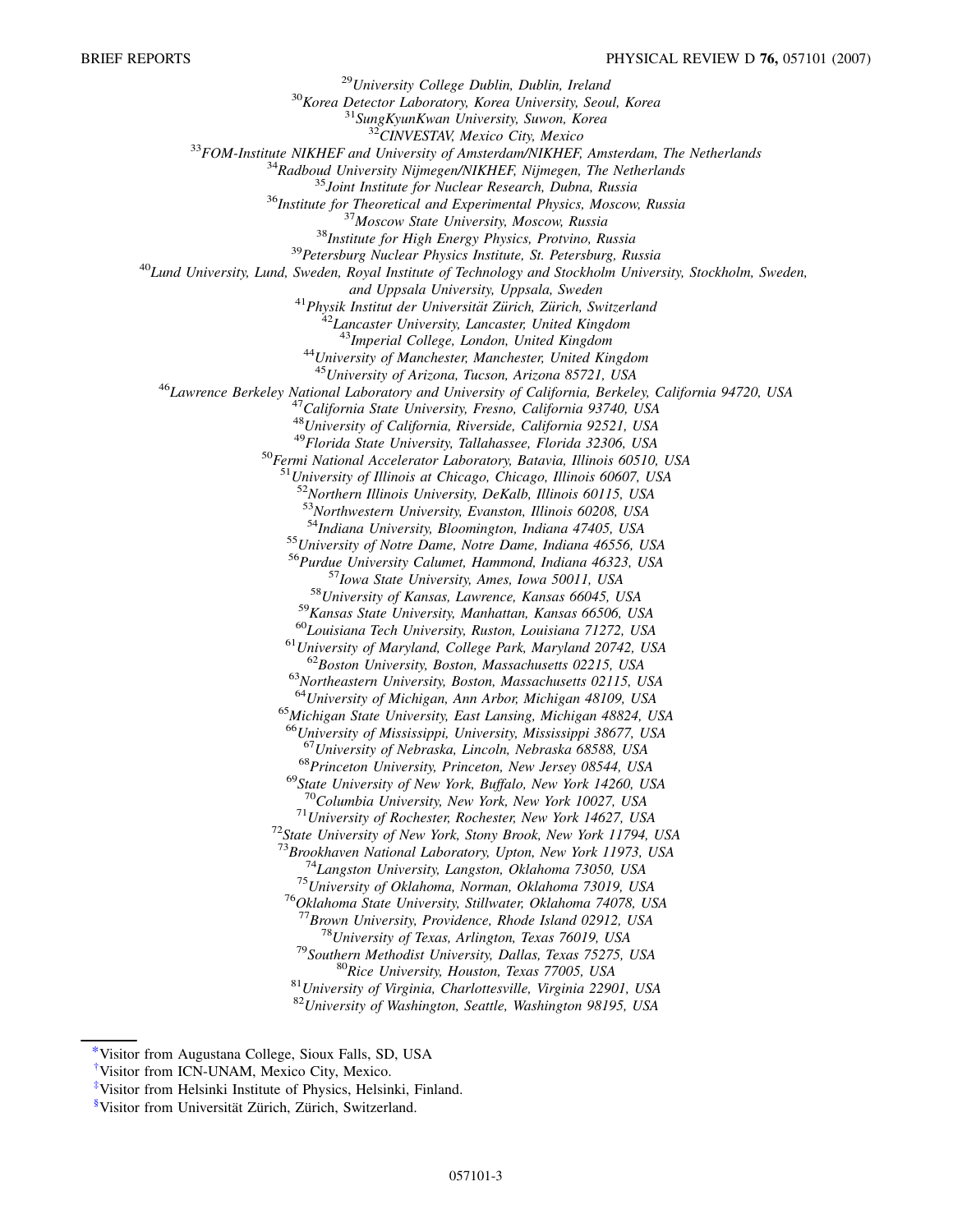[29]University College Dublin, Dublin, Ireland
[30]Korea Detector Laboratory, Korea University, Seoul, Korea
[31]SungKyunKwan University, Suwon, Korea
[32]CINVESTAV, Mexico City, Mexico
[33]FOM-Institute NIKHEF and University of Amsterdam/NIKHEF, Amsterdam, The Netherlands
[34]Radboud University Nijmegen/NIKHEF, Nijmegen, The Netherlands
[35]Joint Institute for Nuclear Research, Dubna, Russia
[36]Institute for Theoretical and Experimental Physics, Moscow, Russia
[37]Moscow State University, Moscow, Russia
[38]Institute for High Energy Physics, Protvino, Russia
[39]Petersburg Nuclear Physics Institute, St. Petersburg, Russia
[40]Lund University, Lund, Sweden, Royal Institute of Technology and Stockholm University, Stockholm, Sweden, and Uppsala University, Uppsala, Sweden
[41]Physik Institut der Universität Zürich, Zürich, Switzerland
[42]Lancaster University, Lancaster, United Kingdom
[43]Imperial College, London, United Kingdom
[44]University of Manchester, Manchester, United Kingdom
[45]University of Arizona, Tucson, Arizona 85721, USA
[46]Lawrence Berkeley National Laboratory and University of California, Berkeley, California 94720, USA
[47]California State University, Fresno, California 93740, USA
[48]University of California, Riverside, California 92521, USA
[49]Florida State University, Tallahassee, Florida 32306, USA
[50]Fermi National Accelerator Laboratory, Batavia, Illinois 60510, USA
[51]University of Illinois at Chicago, Chicago, Illinois 60607, USA
[52]Northern Illinois University, DeKalb, Illinois 60115, USA
[53]Northwestern University, Evanston, Illinois 60208, USA
[54]Indiana University, Bloomington, Indiana 47405, USA
[55]University of Notre Dame, Notre Dame, Indiana 46556, USA
[56]Purdue University Calumet, Hammond, Indiana 46323, USA
[57]Iowa State University, Ames, Iowa 50011, USA
[58]University of Kansas, Lawrence, Kansas 66045, USA
[59]Kansas State University, Manhattan, Kansas 66506, USA
[60]Louisiana Tech University, Ruston, Louisiana 71272, USA
[61]University of Maryland, College Park, Maryland 20742, USA
[62]Boston University, Boston, Massachusetts 02215, USA
[63]Northeastern University, Boston, Massachusetts 02115, USA
[64]University of Michigan, Ann Arbor, Michigan 48109, USA
[65]Michigan State University, East Lansing, Michigan 48824, USA
[66]University of Mississippi, University, Mississippi 38677, USA
[67]University of Nebraska, Lincoln, Nebraska 68588, USA
[68]Princeton University, Princeton, New Jersey 08544, USA
[69]State University of New York, Buffalo, New York 14260, USA
[70]Columbia University, New York, New York 10027, USA
[71]University of Rochester, Rochester, New York 14627, USA
[72]State University of New York, Stony Brook, New York 11794, USA
[73]Brookhaven National Laboratory, Upton, New York 11973, USA
[74]Langston University, Langston, Oklahoma 73050, USA
[75]University of Oklahoma, Norman, Oklahoma 73019, USA
[76]Oklahoma State University, Stillwater, Oklahoma 74078, USA
[77]Brown University, Providence, Rhode Island 02912, USA
[78]University of Texas, Arlington, Texas 76019, USA
[79]Southern Methodist University, Dallas, Texas 75275, USA
[80]Rice University, Houston, Texas 77005, USA
[81]University of Virginia, Charlottesville, Virginia 22901, USA
[82]University of Washington, Seattle, Washington 98195, USA

[*]Visitor from Augustana College, Sioux Falls, SD, USA

[†]Visitor from ICN-UNAM, Mexico City, Mexico.

[‡]Visitor from Helsinki Institute of Physics, Helsinki, Finland.

[§]Visitor from Universität Zürich, Zürich, Switzerland.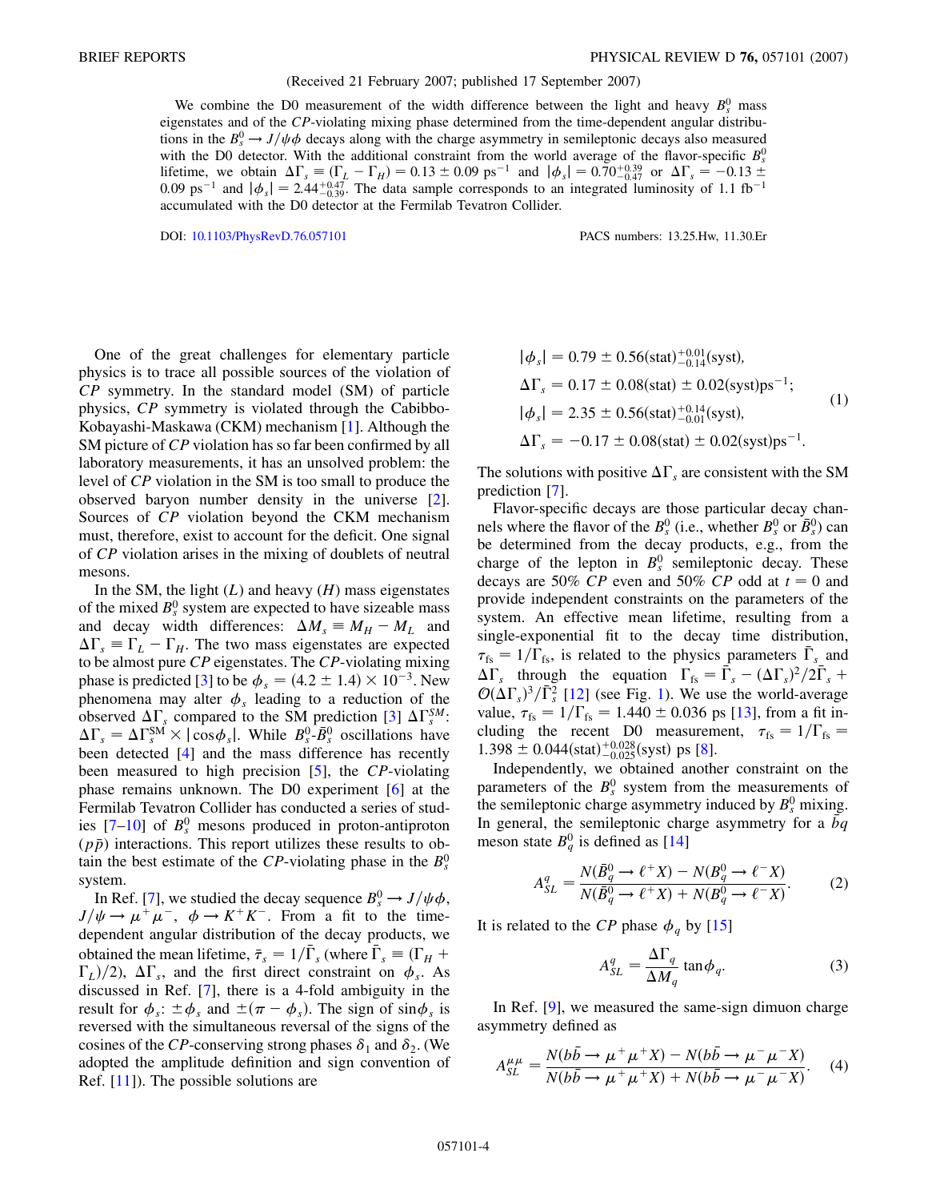(Received 21 February 2007; published 17 September 2007)

We combine the D0 measurement of the width difference between the light and heavy $B_s^0$ mass eigenstates and of the $CP$-violating mixing phase determined from the time-dependent angular distributions in the $B_s^0 \to J/\psi\phi$ decays along with the charge asymmetry in semileptonic decays also measured with the D0 detector. With the additional constraint from the world average of the flavor-specific $B_s^0$ lifetime, we obtain $\Delta\Gamma_s \equiv (\Gamma_L - \Gamma_H) = 0.13 \pm 0.09\ \text{ps}^{-1}$ and $|\phi_s| = 0.70^{+0.39}_{-0.47}$ or $\Delta\Gamma_s = -0.13 \pm 0.09\ \text{ps}^{-1}$ and $|\phi_s| = 2.44^{+0.47}_{-0.39}$. The data sample corresponds to an integrated luminosity of 1.1 fb$^{-1}$ accumulated with the D0 detector at the Fermilab Tevatron Collider.

DOI: 10.1103/PhysRevD.76.057101 PACS numbers: 13.25.Hw, 11.30.Er

One of the great challenges for elementary particle physics is to trace all possible sources of the violation of $CP$ symmetry. In the standard model (SM) of particle physics, $CP$ symmetry is violated through the Cabibbo-Kobayashi-Maskawa (CKM) mechanism [1]. Although the SM picture of $CP$ violation has so far been confirmed by all laboratory measurements, it has an unsolved problem: the level of $CP$ violation in the SM is too small to produce the observed baryon number density in the universe [2]. Sources of $CP$ violation beyond the CKM mechanism must, therefore, exist to account for the deficit. One signal of $CP$ violation arises in the mixing of doublets of neutral mesons.

In the SM, the light ($L$) and heavy ($H$) mass eigenstates of the mixed $B_s^0$ system are expected to have sizeable mass and decay width differences: $\Delta M_s \equiv M_H - M_L$ and $\Delta\Gamma_s \equiv \Gamma_L - \Gamma_H$. The two mass eigenstates are expected to be almost pure $CP$ eigenstates. The $CP$-violating mixing phase is predicted [3] to be $\phi_s = (4.2 \pm 1.4) \times 10^{-3}$. New phenomena may alter $\phi_s$ leading to a reduction of the observed $\Delta\Gamma_s$ compared to the SM prediction [3] $\Delta\Gamma_s^{SM}$: $\Delta\Gamma_s = \Delta\Gamma_s^{\text{SM}} \times |\cos\phi_s|$. While $B_s^0$-$\bar{B}_s^0$ oscillations have been detected [4] and the mass difference has recently been measured to high precision [5], the $CP$-violating phase remains unknown. The D0 experiment [6] at the Fermilab Tevatron Collider has conducted a series of studies [7–10] of $B_s^0$ mesons produced in proton-antiproton ($p\bar{p}$) interactions. This report utilizes these results to obtain the best estimate of the $CP$-violating phase in the $B_s^0$ system.

In Ref. [7], we studied the decay sequence $B_s^0 \to J/\psi\phi$, $J/\psi \to \mu^+\mu^-$, $\phi \to K^+K^-$. From a fit to the time-dependent angular distribution of the decay products, we obtained the mean lifetime, $\bar{\tau}_s = 1/\bar{\Gamma}_s$ (where $\bar{\Gamma}_s \equiv (\Gamma_H + \Gamma_L)/2$), $\Delta\Gamma_s$, and the first direct constraint on $\phi_s$. As discussed in Ref. [7], there is a 4-fold ambiguity in the result for $\phi_s$: $\pm\phi_s$ and $\pm(\pi - \phi_s)$. The sign of $\sin\phi_s$ is reversed with the simultaneous reversal of the signs of the cosines of the $CP$-conserving strong phases $\delta_1$ and $\delta_2$. (We adopted the amplitude definition and sign convention of Ref. [11]). The possible solutions are

$$
\begin{aligned}
|\phi_s| &= 0.79 \pm 0.56(\text{stat})^{+0.01}_{-0.14}(\text{syst}),\\
\Delta\Gamma_s &= 0.17 \pm 0.08(\text{stat}) \pm 0.02(\text{syst})\text{ps}^{-1};\\
|\phi_s| &= 2.35 \pm 0.56(\text{stat})^{+0.14}_{-0.01}(\text{syst}),\\
\Delta\Gamma_s &= -0.17 \pm 0.08(\text{stat}) \pm 0.02(\text{syst})\text{ps}^{-1}.
\end{aligned}
\tag{1}
$$

The solutions with positive $\Delta\Gamma_s$ are consistent with the SM prediction [7].

Flavor-specific decays are those particular decay channels where the flavor of the $B_s^0$ (i.e., whether $B_s^0$ or $\bar{B}_s^0$) can be determined from the decay products, e.g., from the charge of the lepton in $B_s^0$ semileptonic decay. These decays are 50% $CP$ even and 50% $CP$ odd at $t = 0$ and provide independent constraints on the parameters of the system. An effective mean lifetime, resulting from a single-exponential fit to the decay time distribution, $\tau_{\text{fs}} = 1/\Gamma_{\text{fs}}$, is related to the physics parameters $\bar{\Gamma}_s$ and $\Delta\Gamma_s$ through the equation $\Gamma_{\text{fs}} = \bar{\Gamma}_s - (\Delta\Gamma_s)^2/2\bar{\Gamma}_s + \mathcal{O}(\Delta\Gamma_s)^3/\bar{\Gamma}_s^2$ [12] (see Fig. 1). We use the world-average value, $\tau_{\text{fs}} = 1/\Gamma_{\text{fs}} = 1.440 \pm 0.036$ ps [13], from a fit including the recent D0 measurement, $\tau_{\text{fs}} = 1/\Gamma_{\text{fs}} = 1.398 \pm 0.044(\text{stat})^{+0.028}_{-0.025}(\text{syst})$ ps [8].

Independently, we obtained another constraint on the parameters of the $B_s^0$ system from the measurements of the semileptonic charge asymmetry induced by $B_s^0$ mixing. In general, the semileptonic charge asymmetry for a $\bar{b}q$ meson state $B_q^0$ is defined as [14]

$$
A_{SL}^q = \frac{N(\bar{B}_q^0 \to \ell^+ X) - N(B_q^0 \to \ell^- X)}{N(\bar{B}_q^0 \to \ell^+ X) + N(B_q^0 \to \ell^- X)}. \tag{2}
$$

It is related to the $CP$ phase $\phi_q$ by [15]

$$
A_{SL}^q = \frac{\Delta\Gamma_q}{\Delta M_q} \tan\phi_q. \tag{3}
$$

In Ref. [9], we measured the same-sign dimuon charge asymmetry defined as

$$
A_{SL}^{\mu\mu} = \frac{N(b\bar{b} \to \mu^+\mu^+ X) - N(b\bar{b} \to \mu^-\mu^- X)}{N(b\bar{b} \to \mu^+\mu^+ X) + N(b\bar{b} \to \mu^-\mu^- X)}. \tag{4}
$$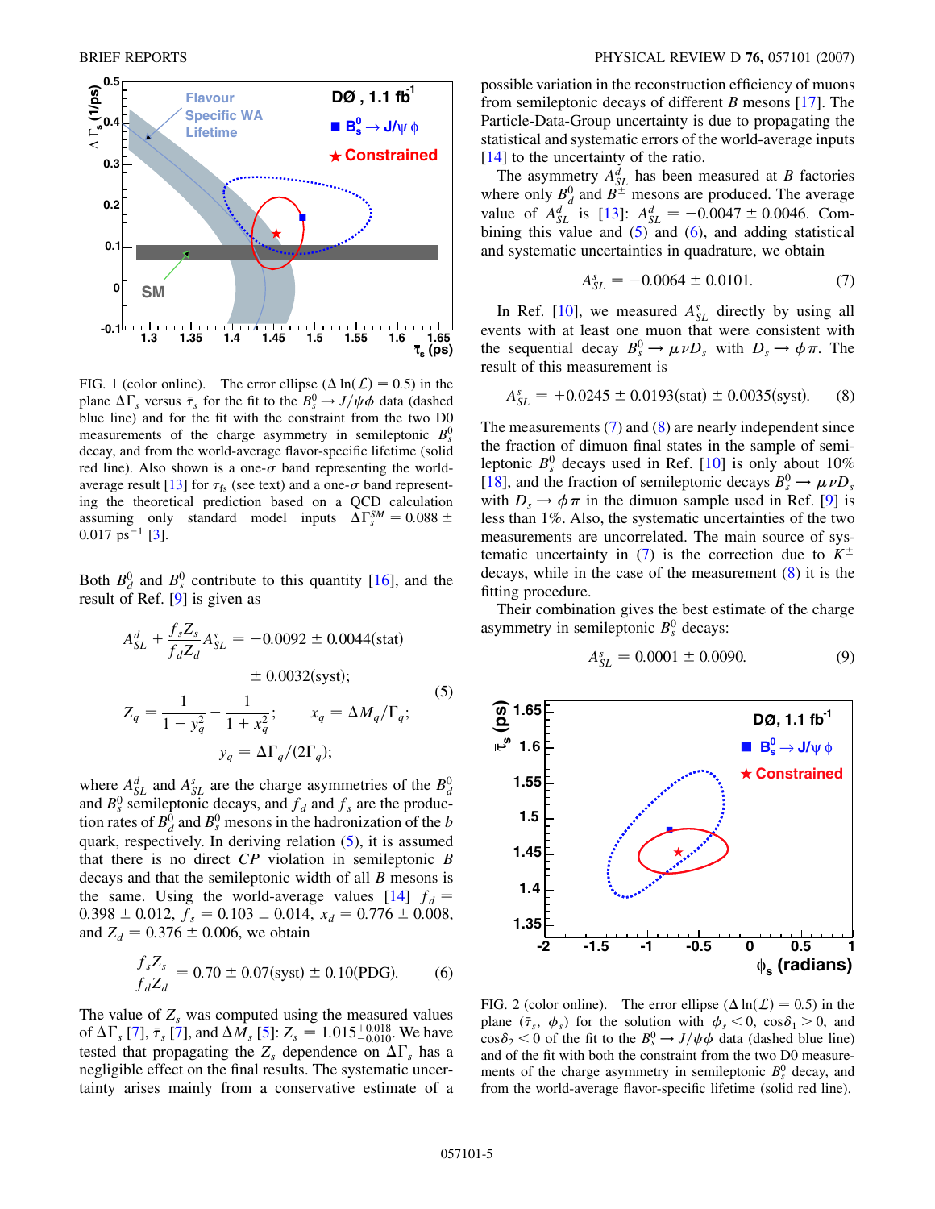FIG. 1 (color online). The error ellipse ($\Delta \ln(\mathcal{L}) = 0.5$) in the plane $\Delta\Gamma_s$ versus $\bar{\tau}_s$ for the fit to the $B_s^0 \to J/\psi\phi$ data (dashed blue line) and for the fit with the constraint from the two D0 measurements of the charge asymmetry in semileptonic $B_s^0$ decay, and from the world-average flavor-specific lifetime (solid red line). Also shown is a one-$\sigma$ band representing the world-average result [13] for $\tau_{fs}$ (see text) and a one-$\sigma$ band representing the theoretical prediction based on a QCD calculation assuming only standard model inputs $\Delta\Gamma_s^{SM} = 0.088 \pm 0.017$ ps$^{-1}$ [3].

Both $B_d^0$ and $B_s^0$ contribute to this quantity [16], and the result of Ref. [9] is given as

$$A_{SL}^d + \frac{f_s Z_s}{f_d Z_d} A_{SL}^s = -0.0092 \pm 0.0044(\text{stat}) \pm 0.0032(\text{syst});$$

$$Z_q = \frac{1}{1 - y_q^2} - \frac{1}{1 + x_q^2}; \qquad x_q = \Delta M_q / \Gamma_q; \tag{5}$$

$$y_q = \Delta\Gamma_q/(2\Gamma_q);$$

where $A_{SL}^d$ and $A_{SL}^s$ are the charge asymmetries of the $B_d^0$ and $B_s^0$ semileptonic decays, and $f_d$ and $f_s$ are the production rates of $B_d^0$ and $B_s^0$ mesons in the hadronization of the $b$ quark, respectively. In deriving relation (5), it is assumed that there is no direct $CP$ violation in semileptonic $B$ decays and that the semileptonic width of all $B$ mesons is the same. Using the world-average values [14] $f_d = 0.398 \pm 0.012$, $f_s = 0.103 \pm 0.014$, $x_d = 0.776 \pm 0.008$, and $Z_d = 0.376 \pm 0.006$, we obtain

$$\frac{f_s Z_s}{f_d Z_d} = 0.70 \pm 0.07(\text{syst}) \pm 0.10(\text{PDG}). \tag{6}$$

The value of $Z_s$ was computed using the measured values of $\Delta\Gamma_s$ [7], $\bar{\tau}_s$ [7], and $\Delta M_s$ [5]: $Z_s = 1.015^{+0.018}_{-0.010}$. We have tested that propagating the $Z_s$ dependence on $\Delta\Gamma_s$ has a negligible effect on the final results. The systematic uncertainty arises mainly from a conservative estimate of a possible variation in the reconstruction efficiency of muons from semileptonic decays of different $B$ mesons [17]. The Particle-Data-Group uncertainty is due to propagating the statistical and systematic errors of the world-average inputs [14] to the uncertainty of the ratio.

The asymmetry $A_{SL}^d$ has been measured at $B$ factories where only $B_d^0$ and $B^\pm$ mesons are produced. The average value of $A_{SL}^d$ is [13]: $A_{SL}^d = -0.0047 \pm 0.0046$. Combining this value and (5) and (6), and adding statistical and systematic uncertainties in quadrature, we obtain

$$A_{SL}^s = -0.0064 \pm 0.0101. \tag{7}$$

In Ref. [10], we measured $A_{SL}^s$ directly by using all events with at least one muon that were consistent with the sequential decay $B_s^0 \to \mu\nu D_s$ with $D_s \to \phi\pi$. The result of this measurement is

$$A_{SL}^s = +0.0245 \pm 0.0193(\text{stat}) \pm 0.0035(\text{syst}). \tag{8}$$

The measurements (7) and (8) are nearly independent since the fraction of dimuon final states in the sample of semileptonic $B_s^0$ decays used in Ref. [10] is only about 10% [18], and the fraction of semileptonic decays $B_s^0 \to \mu\nu D_s$ with $D_s \to \phi\pi$ in the dimuon sample used in Ref. [9] is less than 1%. Also, the systematic uncertainties of the two measurements are uncorrelated. The main source of systematic uncertainty in (7) is the correction due to $K^\pm$ decays, while in the case of the measurement (8) it is the fitting procedure.

Their combination gives the best estimate of the charge asymmetry in semileptonic $B_s^0$ decays:

$$A_{SL}^s = 0.0001 \pm 0.0090. \tag{9}$$

FIG. 2 (color online). The error ellipse ($\Delta \ln(\mathcal{L}) = 0.5$) in the plane ($\bar{\tau}_s$, $\phi_s$) for the solution with $\phi_s < 0$, $\cos\delta_1 > 0$, and $\cos\delta_2 < 0$ of the fit to the $B_s^0 \to J/\psi\phi$ data (dashed blue line) and of the fit with both the constraint from the two D0 measurements of the charge asymmetry in semileptonic $B_s^0$ decay, and from the world-average flavor-specific lifetime (solid red line).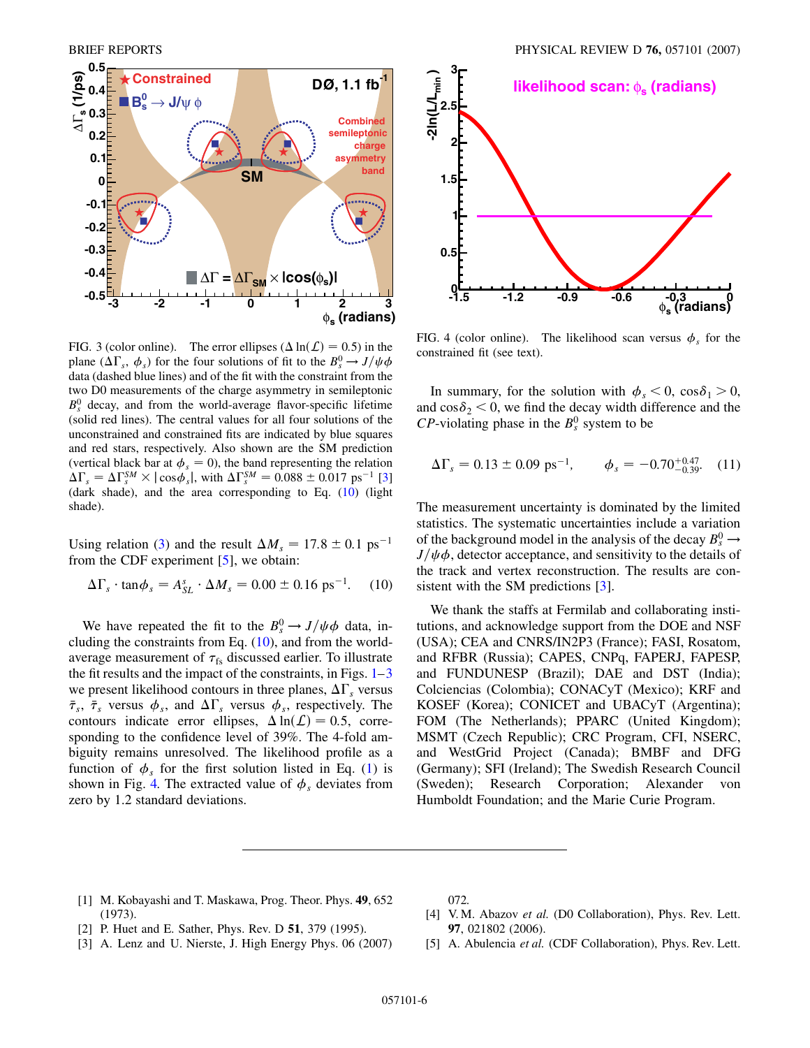FIG. 3 (color online). The error ellipses ($\Delta \ln(\mathcal{L}) = 0.5$) in the plane ($\Delta\Gamma_s$, $\phi_s$) for the four solutions of fit to the $B_s^0 \to J/\psi\phi$ data (dashed blue lines) and of the fit with the constraint from the two D0 measurements of the charge asymmetry in semileptonic $B_s^0$ decay, and from the world-average flavor-specific lifetime (solid red lines). The central values for all four solutions of the unconstrained and constrained fits are indicated by blue squares and red stars, respectively. Also shown are the SM prediction (vertical black bar at $\phi_s = 0$), the band representing the relation $\Delta\Gamma_s = \Delta\Gamma_s^{SM} \times |\cos\phi_s|$, with $\Delta\Gamma_s^{SM} = 0.088 \pm 0.017$ ps$^{-1}$ [3] (dark shade), and the area corresponding to Eq. (10) (light shade).

Using relation (3) and the result $\Delta M_s = 17.8 \pm 0.1$ ps$^{-1}$ from the CDF experiment [5], we obtain:

$$\Delta\Gamma_s \cdot \tan\phi_s = A_{SL}^s \cdot \Delta M_s = 0.00 \pm 0.16 \text{ ps}^{-1}. \qquad (10)$$

We have repeated the fit to the $B_s^0 \to J/\psi\phi$ data, including the constraints from Eq. (10), and from the world-average measurement of $\tau_{fs}$ discussed earlier. To illustrate the fit results and the impact of the constraints, in Figs. 1–3 we present likelihood contours in three planes, $\Delta\Gamma_s$ versus $\bar{\tau}_s$, $\bar{\tau}_s$ versus $\phi_s$, and $\Delta\Gamma_s$ versus $\phi_s$, respectively. The contours indicate error ellipses, $\Delta \ln(\mathcal{L}) = 0.5$, corresponding to the confidence level of 39%. The 4-fold ambiguity remains unresolved. The likelihood profile as a function of $\phi_s$ for the first solution listed in Eq. (1) is shown in Fig. 4. The extracted value of $\phi_s$ deviates from zero by 1.2 standard deviations.

FIG. 4 (color online). The likelihood scan versus $\phi_s$ for the constrained fit (see text).

In summary, for the solution with $\phi_s < 0$, $\cos\delta_1 > 0$, and $\cos\delta_2 < 0$, we find the decay width difference and the $CP$-violating phase in the $B_s^0$ system to be

$$\Delta\Gamma_s = 0.13 \pm 0.09 \text{ ps}^{-1}, \qquad \phi_s = -0.70^{+0.47}_{-0.39}. \qquad (11)$$

The measurement uncertainty is dominated by the limited statistics. The systematic uncertainties include a variation of the background model in the analysis of the decay $B_s^0 \to J/\psi\phi$, detector acceptance, and sensitivity to the details of the track and vertex reconstruction. The results are consistent with the SM predictions [3].

We thank the staffs at Fermilab and collaborating institutions, and acknowledge support from the DOE and NSF (USA); CEA and CNRS/IN2P3 (France); FASI, Rosatom, and RFBR (Russia); CAPES, CNPq, FAPERJ, FAPESP, and FUNDUNESP (Brazil); DAE and DST (India); Colciencias (Colombia); CONACyT (Mexico); KRF and KOSEF (Korea); CONICET and UBACyT (Argentina); FOM (The Netherlands); PPARC (United Kingdom); MSMT (Czech Republic); CRC Program, CFI, NSERC, and WestGrid Project (Canada); BMBF and DFG (Germany); SFI (Ireland); The Swedish Research Council (Sweden); Research Corporation; Alexander von Humboldt Foundation; and the Marie Curie Program.

---

[1] M. Kobayashi and T. Maskawa, Prog. Theor. Phys. **49**, 652 (1973).

[2] P. Huet and E. Sather, Phys. Rev. D **51**, 379 (1995).

[3] A. Lenz and U. Nierste, J. High Energy Phys. 06 (2007) 072.

[4] V. M. Abazov *et al.* (D0 Collaboration), Phys. Rev. Lett. **97**, 021802 (2006).

[5] A. Abulencia *et al.* (CDF Collaboration), Phys. Rev. Lett.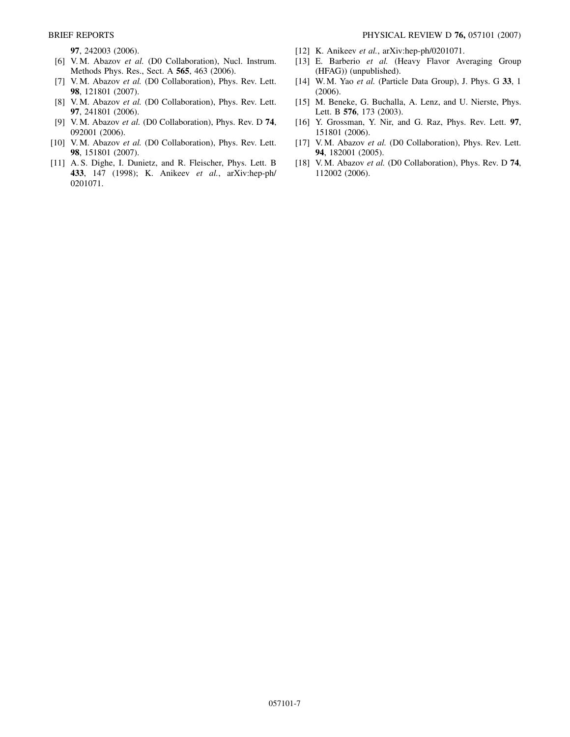97, 242003 (2006).

[6] V. M. Abazov *et al.* (D0 Collaboration), Nucl. Instrum. Methods Phys. Res., Sect. A **565**, 463 (2006).

[7] V. M. Abazov *et al.* (D0 Collaboration), Phys. Rev. Lett. **98**, 121801 (2007).

[8] V. M. Abazov *et al.* (D0 Collaboration), Phys. Rev. Lett. **97**, 241801 (2006).

[9] V. M. Abazov *et al.* (D0 Collaboration), Phys. Rev. D **74**, 092001 (2006).

[10] V. M. Abazov *et al.* (D0 Collaboration), Phys. Rev. Lett. **98**, 151801 (2007).

[11] A. S. Dighe, I. Dunietz, and R. Fleischer, Phys. Lett. B **433**, 147 (1998); K. Anikeev *et al.*, arXiv:hep-ph/0201071.

[12] K. Anikeev *et al.*, arXiv:hep-ph/0201071.

[13] E. Barberio *et al.* (Heavy Flavor Averaging Group (HFAG)) (unpublished).

[14] W. M. Yao *et al.* (Particle Data Group), J. Phys. G **33**, 1 (2006).

[15] M. Beneke, G. Buchalla, A. Lenz, and U. Nierste, Phys. Lett. B **576**, 173 (2003).

[16] Y. Grossman, Y. Nir, and G. Raz, Phys. Rev. Lett. **97**, 151801 (2006).

[17] V. M. Abazov *et al.* (D0 Collaboration), Phys. Rev. Lett. **94**, 182001 (2005).

[18] V. M. Abazov *et al.* (D0 Collaboration), Phys. Rev. D **74**, 112002 (2006).